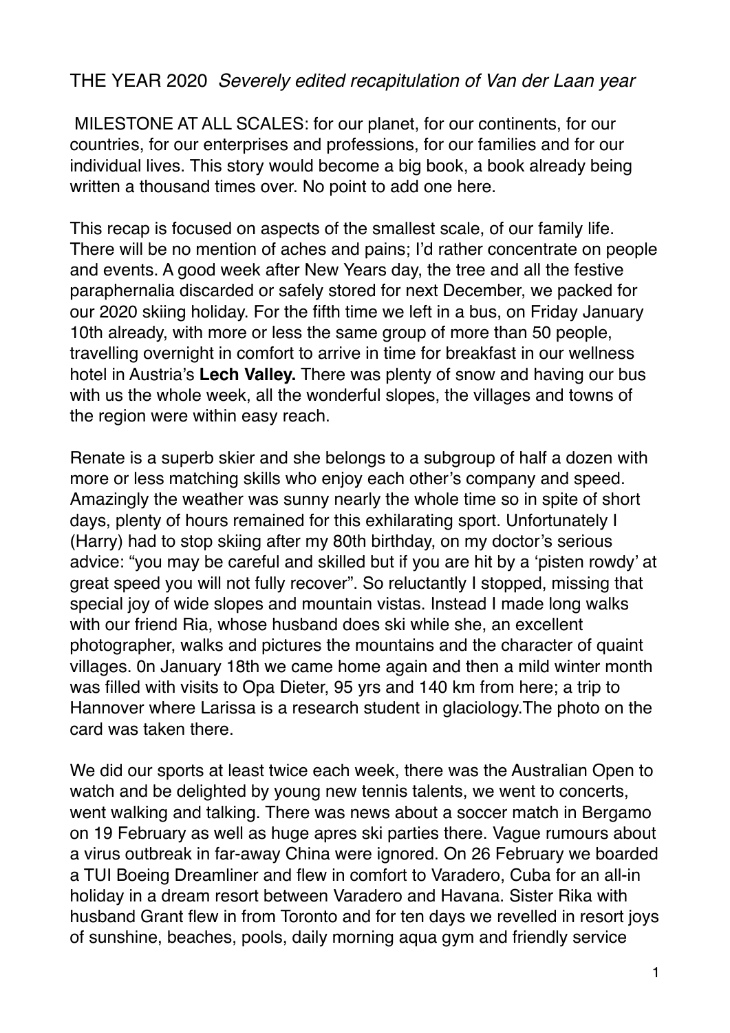THE YEAR 2020 *Severely edited recapitulation of Van der Laan year*

MILESTONE AT ALL SCALES: for our planet, for our continents, for our countries, for our enterprises and professions, for our families and for our individual lives. This story would become a big book, a book already being written a thousand times over. No point to add one here.

This recap is focused on aspects of the smallest scale, of our family life. There will be no mention of aches and pains; I'd rather concentrate on people and events. A good week after New Years day, the tree and all the festive paraphernalia discarded or safely stored for next December, we packed for our 2020 skiing holiday. For the fifth time we left in a bus, on Friday January 10th already, with more or less the same group of more than 50 people, travelling overnight in comfort to arrive in time for breakfast in our wellness hotel in Austria's **Lech Valley.** There was plenty of snow and having our bus with us the whole week, all the wonderful slopes, the villages and towns of the region were within easy reach.

Renate is a superb skier and she belongs to a subgroup of half a dozen with more or less matching skills who enjoy each other's company and speed. Amazingly the weather was sunny nearly the whole time so in spite of short days, plenty of hours remained for this exhilarating sport. Unfortunately I (Harry) had to stop skiing after my 80th birthday, on my doctor's serious advice: "you may be careful and skilled but if you are hit by a 'pisten rowdy' at great speed you will not fully recover". So reluctantly I stopped, missing that special joy of wide slopes and mountain vistas. Instead I made long walks with our friend Ria, whose husband does ski while she, an excellent photographer, walks and pictures the mountains and the character of quaint villages. 0n January 18th we came home again and then a mild winter month was filled with visits to Opa Dieter, 95 yrs and 140 km from here; a trip to Hannover where Larissa is a research student in glaciology.The photo on the card was taken there.

We did our sports at least twice each week, there was the Australian Open to watch and be delighted by young new tennis talents, we went to concerts, went walking and talking. There was news about a soccer match in Bergamo on 19 February as well as huge apres ski parties there. Vague rumours about a virus outbreak in far-away China were ignored. On 26 February we boarded a TUI Boeing Dreamliner and flew in comfort to Varadero, Cuba for an all-in holiday in a dream resort between Varadero and Havana. Sister Rika with husband Grant flew in from Toronto and for ten days we revelled in resort joys of sunshine, beaches, pools, daily morning aqua gym and friendly service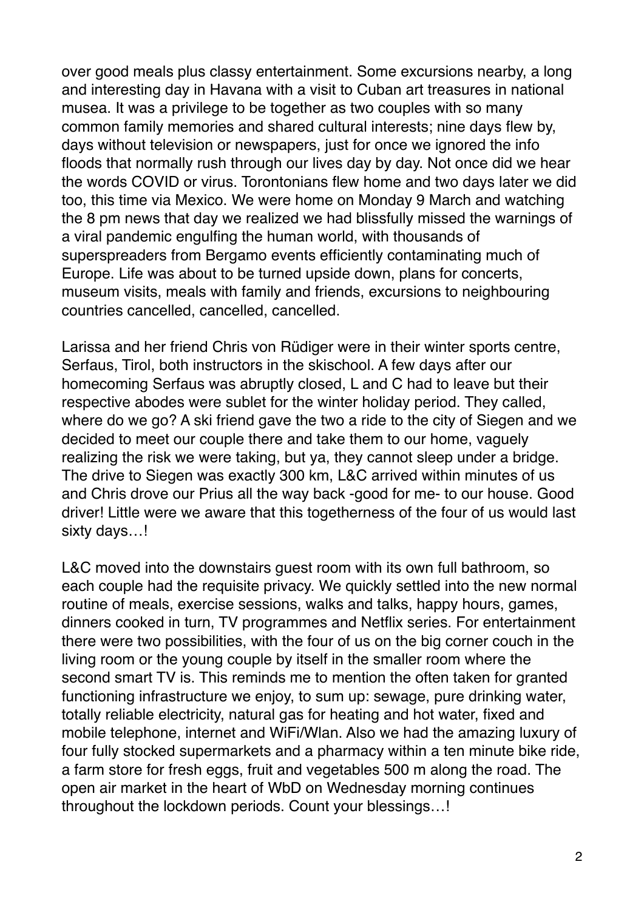over good meals plus classy entertainment. Some excursions nearby, a long and interesting day in Havana with a visit to Cuban art treasures in national musea. It was a privilege to be together as two couples with so many common family memories and shared cultural interests; nine days flew by, days without television or newspapers, just for once we ignored the info floods that normally rush through our lives day by day. Not once did we hear the words COVID or virus. Torontonians flew home and two days later we did too, this time via Mexico. We were home on Monday 9 March and watching the 8 pm news that day we realized we had blissfully missed the warnings of a viral pandemic engulfing the human world, with thousands of superspreaders from Bergamo events efficiently contaminating much of Europe. Life was about to be turned upside down, plans for concerts, museum visits, meals with family and friends, excursions to neighbouring countries cancelled, cancelled, cancelled.

Larissa and her friend Chris von Rüdiger were in their winter sports centre, Serfaus, Tirol, both instructors in the skischool. A few days after our homecoming Serfaus was abruptly closed, L and C had to leave but their respective abodes were sublet for the winter holiday period. They called, where do we go? A ski friend gave the two a ride to the city of Siegen and we decided to meet our couple there and take them to our home, vaguely realizing the risk we were taking, but ya, they cannot sleep under a bridge. The drive to Siegen was exactly 300 km, L&C arrived within minutes of us and Chris drove our Prius all the way back -good for me- to our house. Good driver! Little were we aware that this togetherness of the four of us would last sixty days…!

L&C moved into the downstairs guest room with its own full bathroom, so each couple had the requisite privacy. We quickly settled into the new normal routine of meals, exercise sessions, walks and talks, happy hours, games, dinners cooked in turn, TV programmes and Netflix series. For entertainment there were two possibilities, with the four of us on the big corner couch in the living room or the young couple by itself in the smaller room where the second smart TV is. This reminds me to mention the often taken for granted functioning infrastructure we enjoy, to sum up: sewage, pure drinking water, totally reliable electricity, natural gas for heating and hot water, fixed and mobile telephone, internet and WiFi/Wlan. Also we had the amazing luxury of four fully stocked supermarkets and a pharmacy within a ten minute bike ride, a farm store for fresh eggs, fruit and vegetables 500 m along the road. The open air market in the heart of WbD on Wednesday morning continues throughout the lockdown periods. Count your blessings…!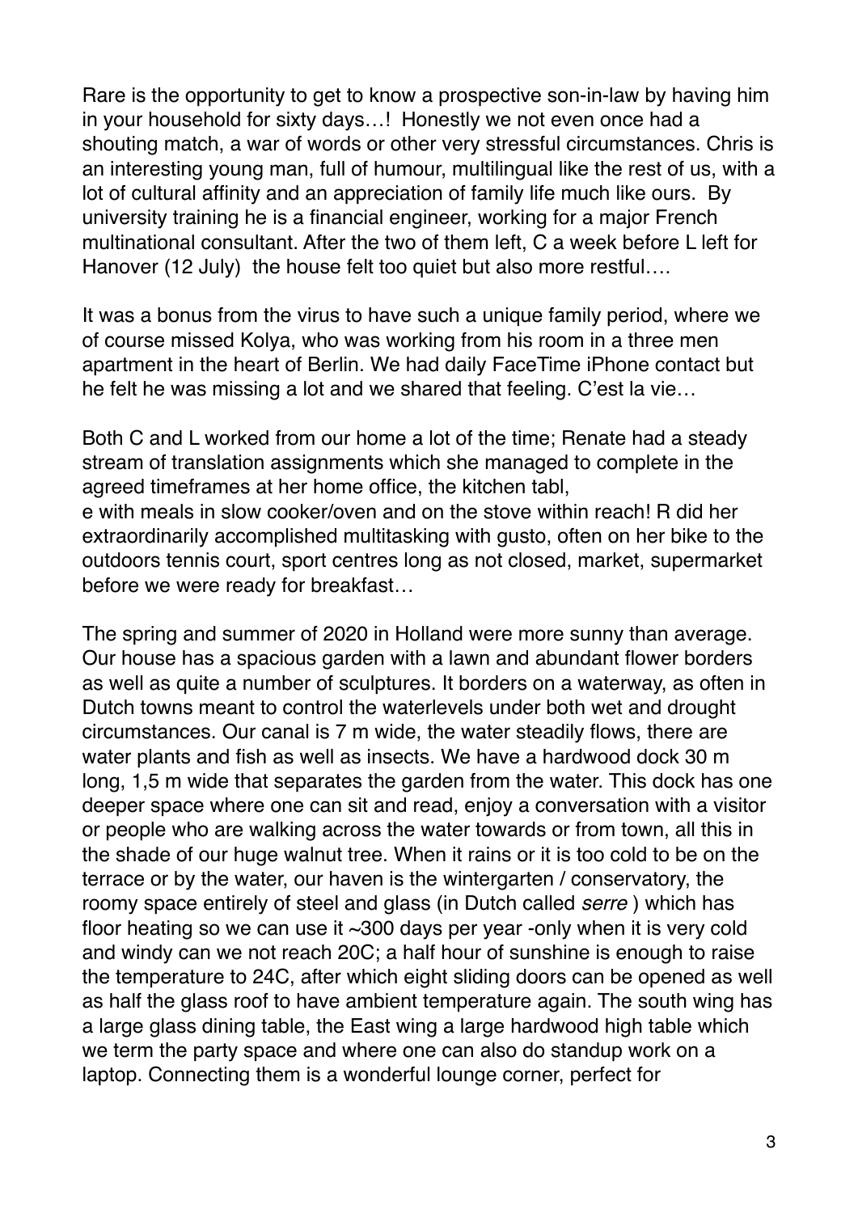Rare is the opportunity to get to know a prospective son-in-law by having him in your household for sixty days…! Honestly we not even once had a shouting match, a war of words or other very stressful circumstances. Chris is an interesting young man, full of humour, multilingual like the rest of us, with a lot of cultural affinity and an appreciation of family life much like ours. By university training he is a financial engineer, working for a major French multinational consultant. After the two of them left, C a week before L left for Hanover (12 July) the house felt too quiet but also more restful….

It was a bonus from the virus to have such a unique family period, where we of course missed Kolya, who was working from his room in a three men apartment in the heart of Berlin. We had daily FaceTime iPhone contact but he felt he was missing a lot and we shared that feeling. C'est la vie…

Both C and L worked from our home a lot of the time; Renate had a steady stream of translation assignments which she managed to complete in the agreed timeframes at her home office, the kitchen tabl,
e with meals in slow cooker/oven and on the stove within reach! R did her extraordinarily accomplished multitasking with gusto, often on her bike to the outdoors tennis court, sport centres long as not closed, market, supermarket before we were ready for breakfast…

The spring and summer of 2020 in Holland were more sunny than average. Our house has a spacious garden with a lawn and abundant flower borders as well as quite a number of sculptures. It borders on a waterway, as often in Dutch towns meant to control the waterlevels under both wet and drought circumstances. Our canal is 7 m wide, the water steadily flows, there are water plants and fish as well as insects. We have a hardwood dock 30 m long, 1,5 m wide that separates the garden from the water. This dock has one deeper space where one can sit and read, enjoy a conversation with a visitor or people who are walking across the water towards or from town, all this in the shade of our huge walnut tree. When it rains or it is too cold to be on the terrace or by the water, our haven is the wintergarten / conservatory, the roomy space entirely of steel and glass (in Dutch called *serre* ) which has floor heating so we can use it ~300 days per year -only when it is very cold and windy can we not reach 20C; a half hour of sunshine is enough to raise the temperature to 24C, after which eight sliding doors can be opened as well as half the glass roof to have ambient temperature again. The south wing has a large glass dining table, the East wing a large hardwood high table which we term the party space and where one can also do standup work on a laptop. Connecting them is a wonderful lounge corner, perfect for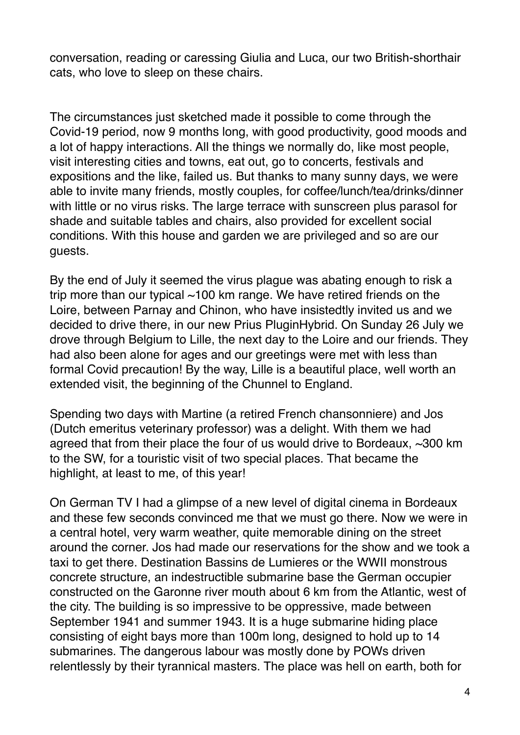conversation, reading or caressing Giulia and Luca, our two British-shorthair cats, who love to sleep on these chairs.

The circumstances just sketched made it possible to come through the Covid-19 period, now 9 months long, with good productivity, good moods and a lot of happy interactions. All the things we normally do, like most people, visit interesting cities and towns, eat out, go to concerts, festivals and expositions and the like, failed us. But thanks to many sunny days, we were able to invite many friends, mostly couples, for coffee/lunch/tea/drinks/dinner with little or no virus risks. The large terrace with sunscreen plus parasol for shade and suitable tables and chairs, also provided for excellent social conditions. With this house and garden we are privileged and so are our guests.

By the end of July it seemed the virus plague was abating enough to risk a trip more than our typical ~100 km range. We have retired friends on the Loire, between Parnay and Chinon, who have insistedtly invited us and we decided to drive there, in our new Prius PluginHybrid. On Sunday 26 July we drove through Belgium to Lille, the next day to the Loire and our friends. They had also been alone for ages and our greetings were met with less than formal Covid precaution! By the way, Lille is a beautiful place, well worth an extended visit, the beginning of the Chunnel to England.

Spending two days with Martine (a retired French chansonniere) and Jos (Dutch emeritus veterinary professor) was a delight. With them we had agreed that from their place the four of us would drive to Bordeaux, ~300 km to the SW, for a touristic visit of two special places. That became the highlight, at least to me, of this year!

On German TV I had a glimpse of a new level of digital cinema in Bordeaux and these few seconds convinced me that we must go there. Now we were in a central hotel, very warm weather, quite memorable dining on the street around the corner. Jos had made our reservations for the show and we took a taxi to get there. Destination Bassins de Lumieres or the WWII monstrous concrete structure, an indestructible submarine base the German occupier constructed on the Garonne river mouth about 6 km from the Atlantic, west of the city. The building is so impressive to be oppressive, made between September 1941 and summer 1943. It is a huge submarine hiding place consisting of eight bays more than 100m long, designed to hold up to 14 submarines. The dangerous labour was mostly done by POWs driven relentlessly by their tyrannical masters. The place was hell on earth, both for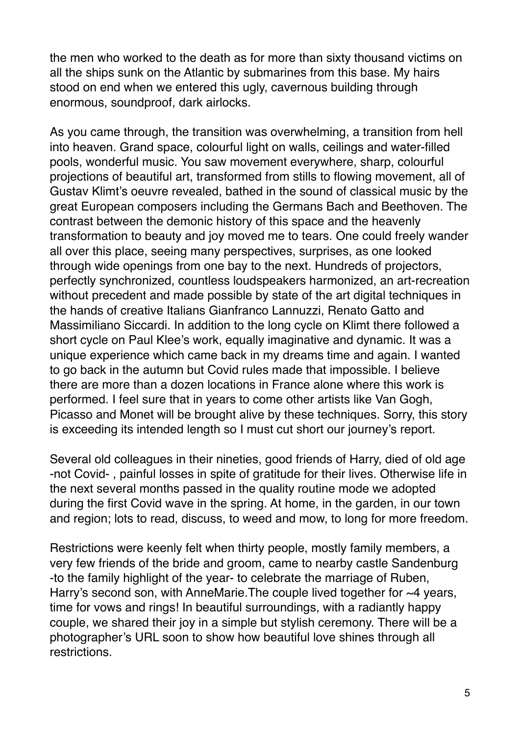the men who worked to the death as for more than sixty thousand victims on all the ships sunk on the Atlantic by submarines from this base. My hairs stood on end when we entered this ugly, cavernous building through enormous, soundproof, dark airlocks.

As you came through, the transition was overwhelming, a transition from hell into heaven. Grand space, colourful light on walls, ceilings and water-filled pools, wonderful music. You saw movement everywhere, sharp, colourful projections of beautiful art, transformed from stills to flowing movement, all of Gustav Klimt's oeuvre revealed, bathed in the sound of classical music by the great European composers including the Germans Bach and Beethoven. The contrast between the demonic history of this space and the heavenly transformation to beauty and joy moved me to tears. One could freely wander all over this place, seeing many perspectives, surprises, as one looked through wide openings from one bay to the next. Hundreds of projectors, perfectly synchronized, countless loudspeakers harmonized, an art-recreation without precedent and made possible by state of the art digital techniques in the hands of creative Italians Gianfranco Lannuzzi, Renato Gatto and Massimiliano Siccardi. In addition to the long cycle on Klimt there followed a short cycle on Paul Klee's work, equally imaginative and dynamic. It was a unique experience which came back in my dreams time and again. I wanted to go back in the autumn but Covid rules made that impossible. I believe there are more than a dozen locations in France alone where this work is performed. I feel sure that in years to come other artists like Van Gogh, Picasso and Monet will be brought alive by these techniques. Sorry, this story is exceeding its intended length so I must cut short our journey's report.

Several old colleagues in their nineties, good friends of Harry, died of old age -not Covid- , painful losses in spite of gratitude for their lives. Otherwise life in the next several months passed in the quality routine mode we adopted during the first Covid wave in the spring. At home, in the garden, in our town and region; lots to read, discuss, to weed and mow, to long for more freedom.

Restrictions were keenly felt when thirty people, mostly family members, a very few friends of the bride and groom, came to nearby castle Sandenburg -to the family highlight of the year- to celebrate the marriage of Ruben, Harry's second son, with AnneMarie.The couple lived together for ~4 years, time for vows and rings! In beautiful surroundings, with a radiantly happy couple, we shared their joy in a simple but stylish ceremony. There will be a photographer's URL soon to show how beautiful love shines through all restrictions.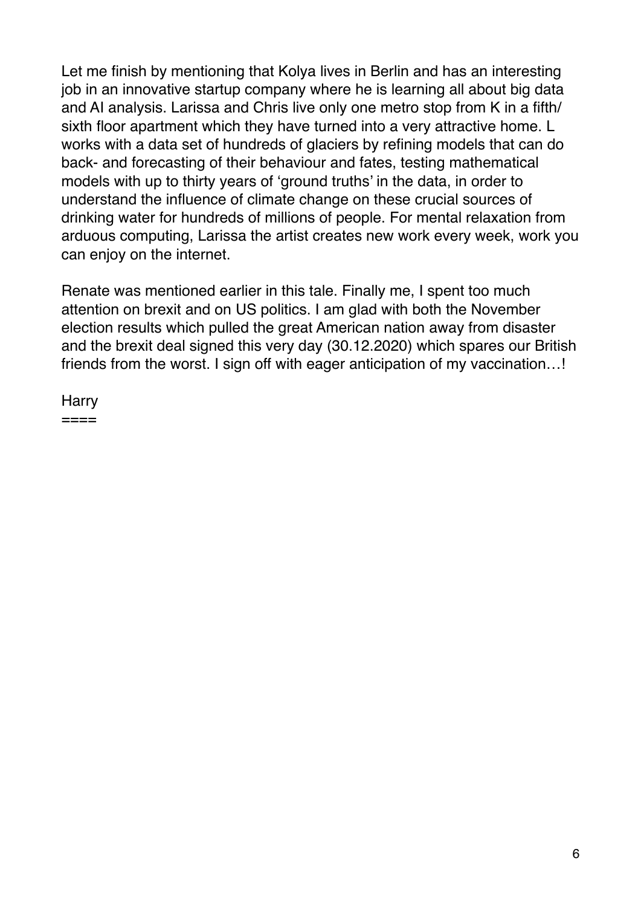Let me finish by mentioning that Kolya lives in Berlin and has an interesting job in an innovative startup company where he is learning all about big data and AI analysis. Larissa and Chris live only one metro stop from K in a fifth/ sixth floor apartment which they have turned into a very attractive home. L works with a data set of hundreds of glaciers by refining models that can do back- and forecasting of their behaviour and fates, testing mathematical models with up to thirty years of 'ground truths' in the data, in order to understand the influence of climate change on these crucial sources of drinking water for hundreds of millions of people. For mental relaxation from arduous computing, Larissa the artist creates new work every week, work you can enjoy on the internet.

Renate was mentioned earlier in this tale. Finally me, I spent too much attention on brexit and on US politics. I am glad with both the November election results which pulled the great American nation away from disaster and the brexit deal signed this very day (30.12.2020) which spares our British friends from the worst. I sign off with eager anticipation of my vaccination…!

Harry

====